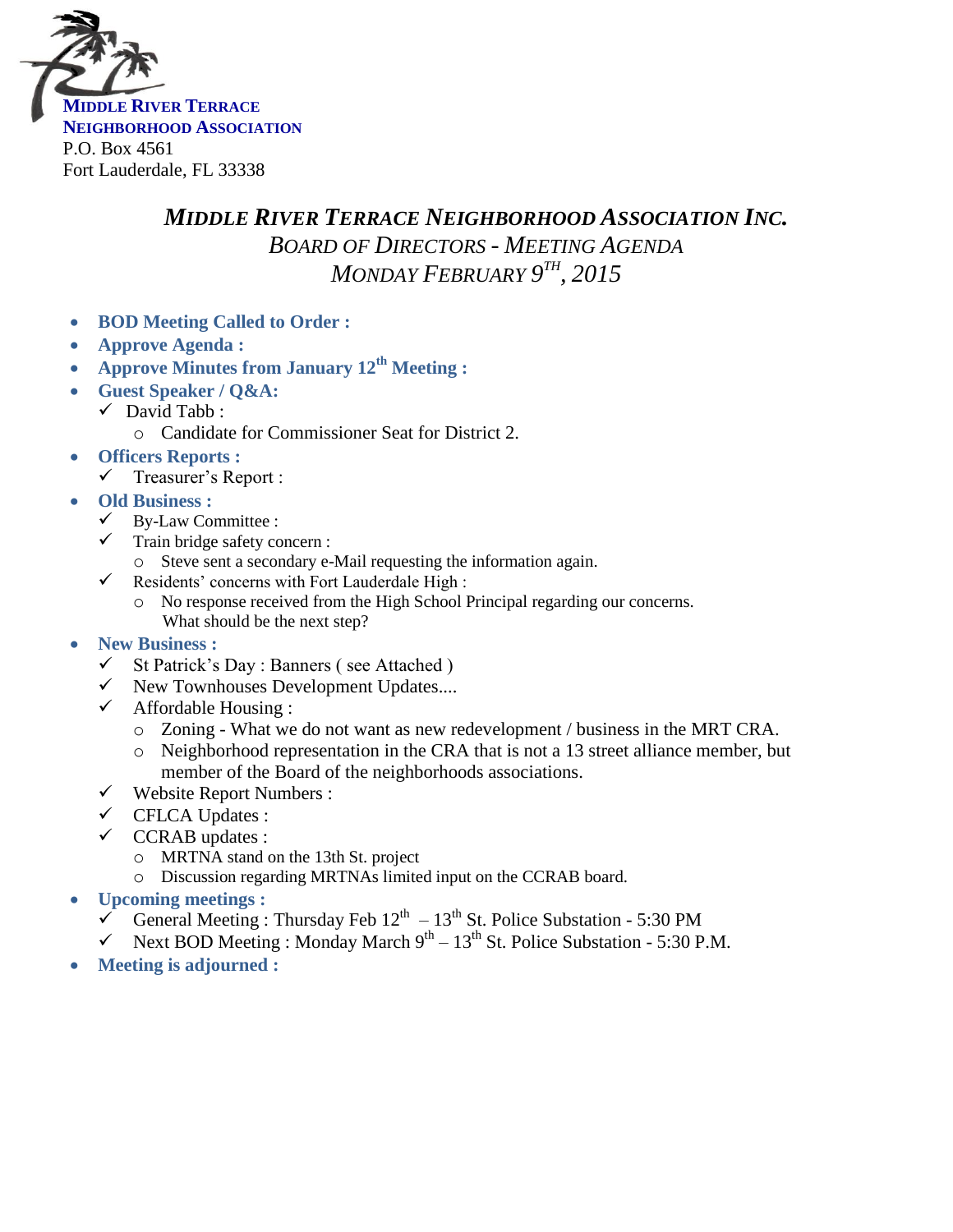**MIDDLE RIVER TERRACE**
**NEIGHBORHOOD ASSOCIATION**
P.O. Box 4561
Fort Lauderdale, FL 33338

# *MIDDLE RIVER TERRACE NEIGHBORHOOD ASSOCIATION INC.*

*BOARD OF DIRECTORS - MEETING AGENDA*

*MONDAY FEBRUARY 9TH, 2015*

- **BOD Meeting Called to Order :**
- **Approve Agenda :**
- **Approve Minutes from January 12th Meeting :**
- **Guest Speaker / Q&A:**
  - ✓ David Tabb :
    - Candidate for Commissioner Seat for District 2.
- **Officers Reports :**
  - ✓ Treasurer's Report :
- **Old Business :**
  - ✓ By-Law Committee :
  - ✓ Train bridge safety concern :
    - Steve sent a secondary e-Mail requesting the information again.
  - ✓ Residents' concerns with Fort Lauderdale High :
    - No response received from the High School Principal regarding our concerns. What should be the next step?
- **New Business :**
  - ✓ St Patrick's Day : Banners ( see Attached )
  - ✓ New Townhouses Development Updates....
  - ✓ Affordable Housing :
    - Zoning - What we do not want as new redevelopment / business in the MRT CRA.
    - Neighborhood representation in the CRA that is not a 13 street alliance member, but member of the Board of the neighborhoods associations.
  - ✓ Website Report Numbers :
  - ✓ CFLCA Updates :
  - ✓ CCRAB updates :
    - MRTNA stand on the 13th St. project
    - Discussion regarding MRTNAs limited input on the CCRAB board.
- **Upcoming meetings :**
  - ✓ General Meeting : Thursday Feb 12th – 13th St. Police Substation - 5:30 PM
  - ✓ Next BOD Meeting : Monday March 9th – 13th St. Police Substation - 5:30 P.M.
- **Meeting is adjourned :**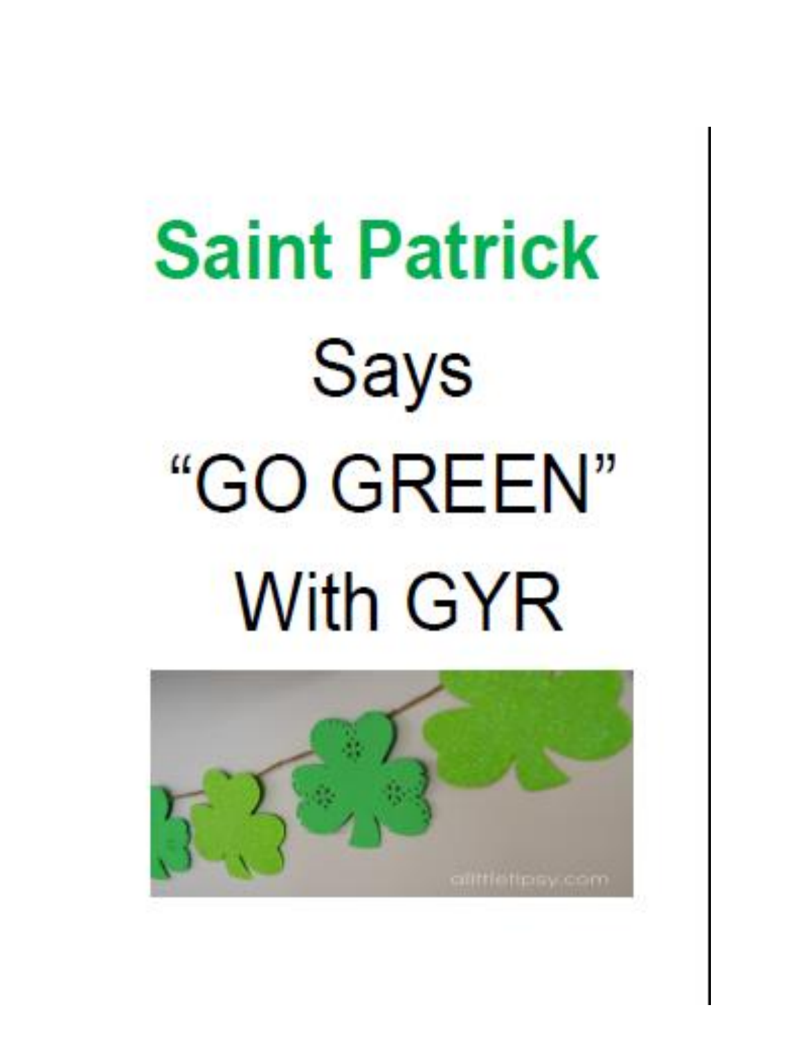# Saint Patrick

Says

"GO GREEN"

With GYR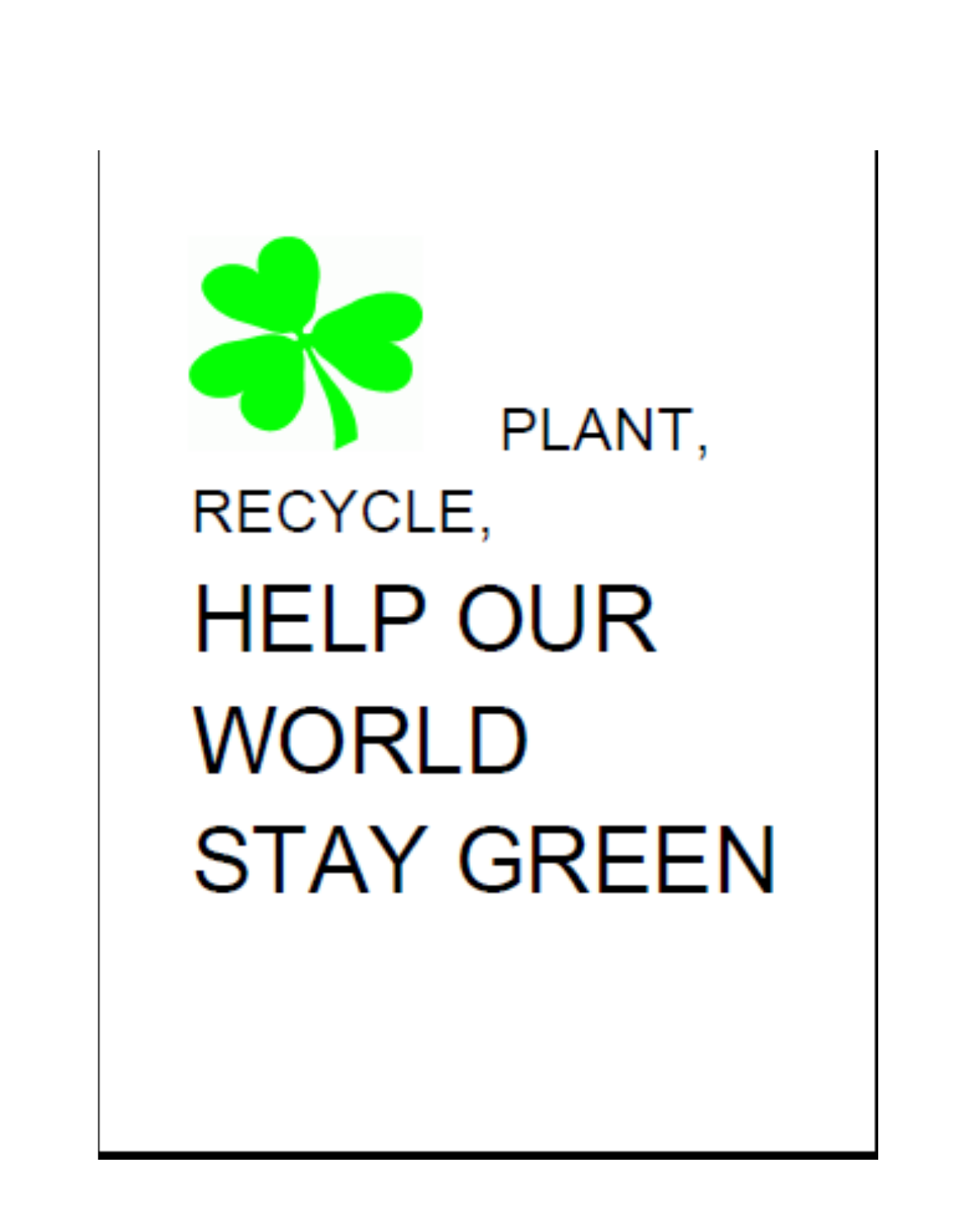PLANT,

RECYCLE,

# HELP OUR WORLD STAY GREEN